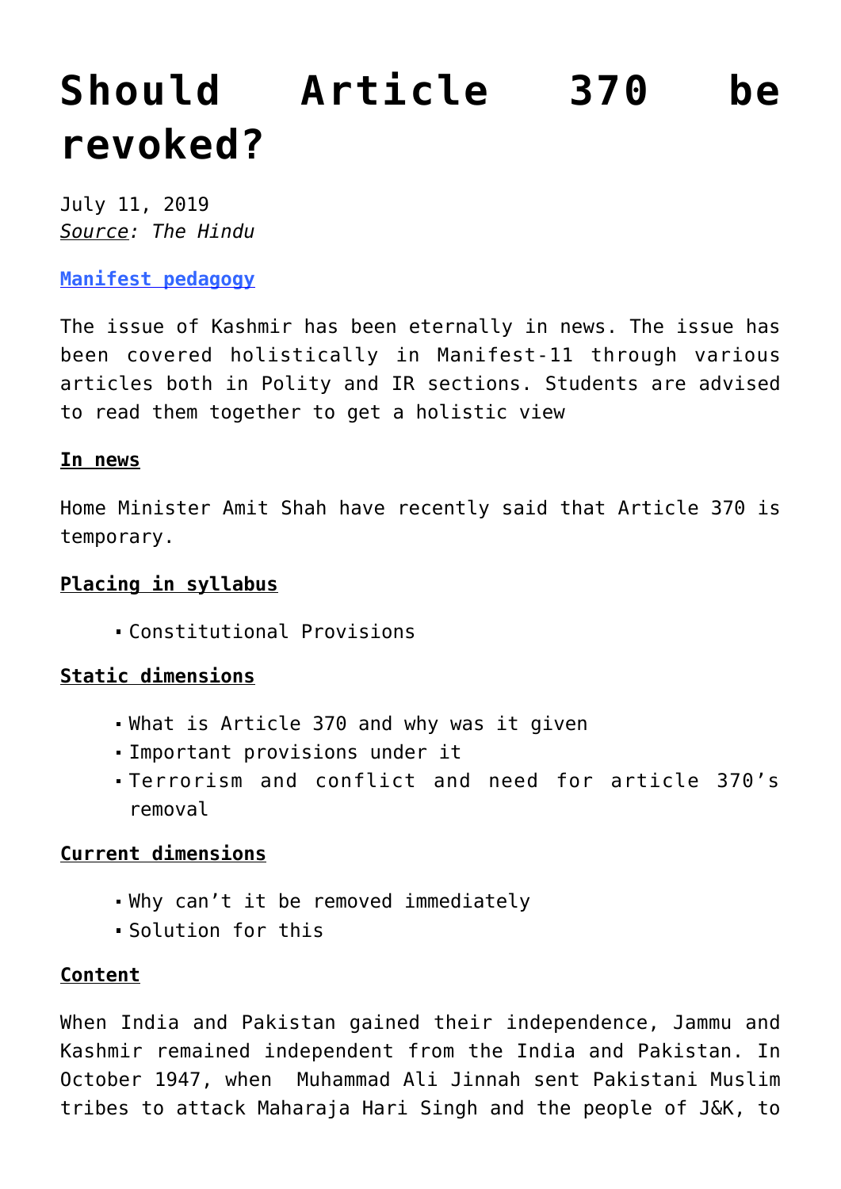# Should Article 370 be revoked?

July 11, 2019
*Source: The Hindu*

**Manifest pedagogy**

The issue of Kashmir has been eternally in news. The issue has been covered holistically in Manifest-11 through various articles both in Polity and IR sections. Students are advised to read them together to get a holistic view

**In news**

Home Minister Amit Shah have recently said that Article 370 is temporary.

**Placing in syllabus**

- Constitutional Provisions

**Static dimensions**

- What is Article 370 and why was it given
- Important provisions under it
- Terrorism and conflict and need for article 370's removal

**Current dimensions**

- Why can't it be removed immediately
- Solution for this

**Content**

When India and Pakistan gained their independence, Jammu and Kashmir remained independent from the India and Pakistan. In October 1947, when Muhammad Ali Jinnah sent Pakistani Muslim tribes to attack Maharaja Hari Singh and the people of J&K, to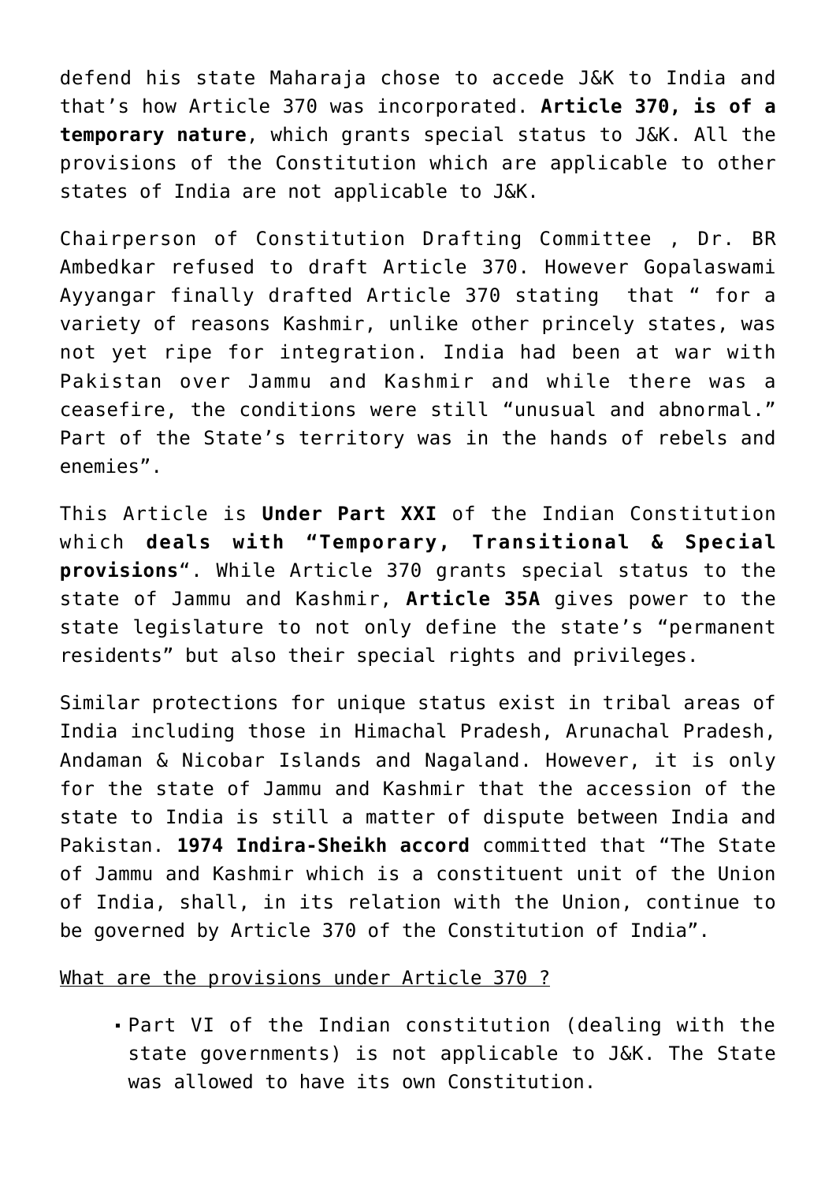defend his state Maharaja chose to accede J&K to India and that's how Article 370 was incorporated. **Article 370, is of a temporary nature**, which grants special status to J&K. All the provisions of the Constitution which are applicable to other states of India are not applicable to J&K.

Chairperson of Constitution Drafting Committee , Dr. BR Ambedkar refused to draft Article 370. However Gopalaswami Ayyangar finally drafted Article 370 stating that " for a variety of reasons Kashmir, unlike other princely states, was not yet ripe for integration. India had been at war with Pakistan over Jammu and Kashmir and while there was a ceasefire, the conditions were still "unusual and abnormal." Part of the State's territory was in the hands of rebels and enemies".

This Article is **Under Part XXI** of the Indian Constitution which **deals with "Temporary, Transitional & Special provisions**". While Article 370 grants special status to the state of Jammu and Kashmir, **Article 35A** gives power to the state legislature to not only define the state's "permanent residents" but also their special rights and privileges.

Similar protections for unique status exist in tribal areas of India including those in Himachal Pradesh, Arunachal Pradesh, Andaman & Nicobar Islands and Nagaland. However, it is only for the state of Jammu and Kashmir that the accession of the state to India is still a matter of dispute between India and Pakistan. **1974 Indira-Sheikh accord** committed that "The State of Jammu and Kashmir which is a constituent unit of the Union of India, shall, in its relation with the Union, continue to be governed by Article 370 of the Constitution of India".

<u>What are the provisions under Article 370 ?</u>

- Part VI of the Indian constitution (dealing with the state governments) is not applicable to J&K. The State was allowed to have its own Constitution.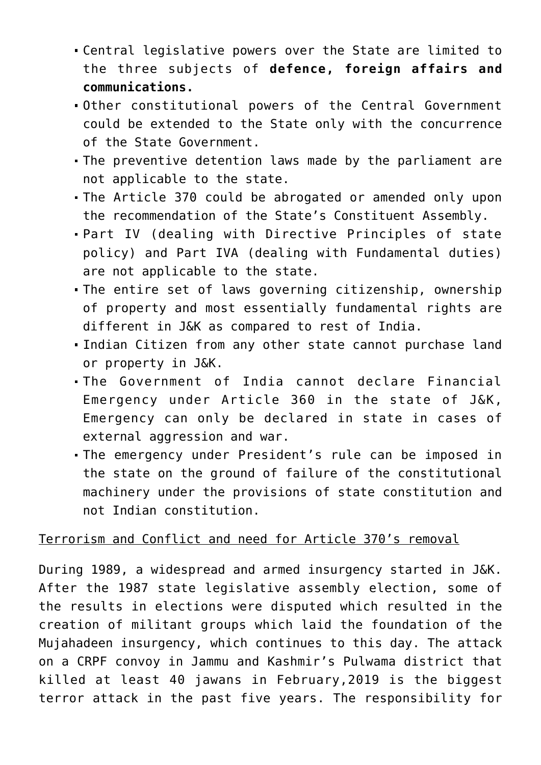- Central legislative powers over the State are limited to the three subjects of **defence, foreign affairs and communications.**
- Other constitutional powers of the Central Government could be extended to the State only with the concurrence of the State Government.
- The preventive detention laws made by the parliament are not applicable to the state.
- The Article 370 could be abrogated or amended only upon the recommendation of the State's Constituent Assembly.
- Part IV (dealing with Directive Principles of state policy) and Part IVA (dealing with Fundamental duties) are not applicable to the state.
- The entire set of laws governing citizenship, ownership of property and most essentially fundamental rights are different in J&K as compared to rest of India.
- Indian Citizen from any other state cannot purchase land or property in J&K.
- The Government of India cannot declare Financial Emergency under Article 360 in the state of J&K, Emergency can only be declared in state in cases of external aggression and war.
- The emergency under President's rule can be imposed in the state on the ground of failure of the constitutional machinery under the provisions of state constitution and not Indian constitution.

<u>Terrorism and Conflict and need for Article 370's removal</u>

During 1989, a widespread and armed insurgency started in J&K. After the 1987 state legislative assembly election, some of the results in elections were disputed which resulted in the creation of militant groups which laid the foundation of the Mujahadeen insurgency, which continues to this day. The attack on a CRPF convoy in Jammu and Kashmir's Pulwama district that killed at least 40 jawans in February,2019 is the biggest terror attack in the past five years. The responsibility for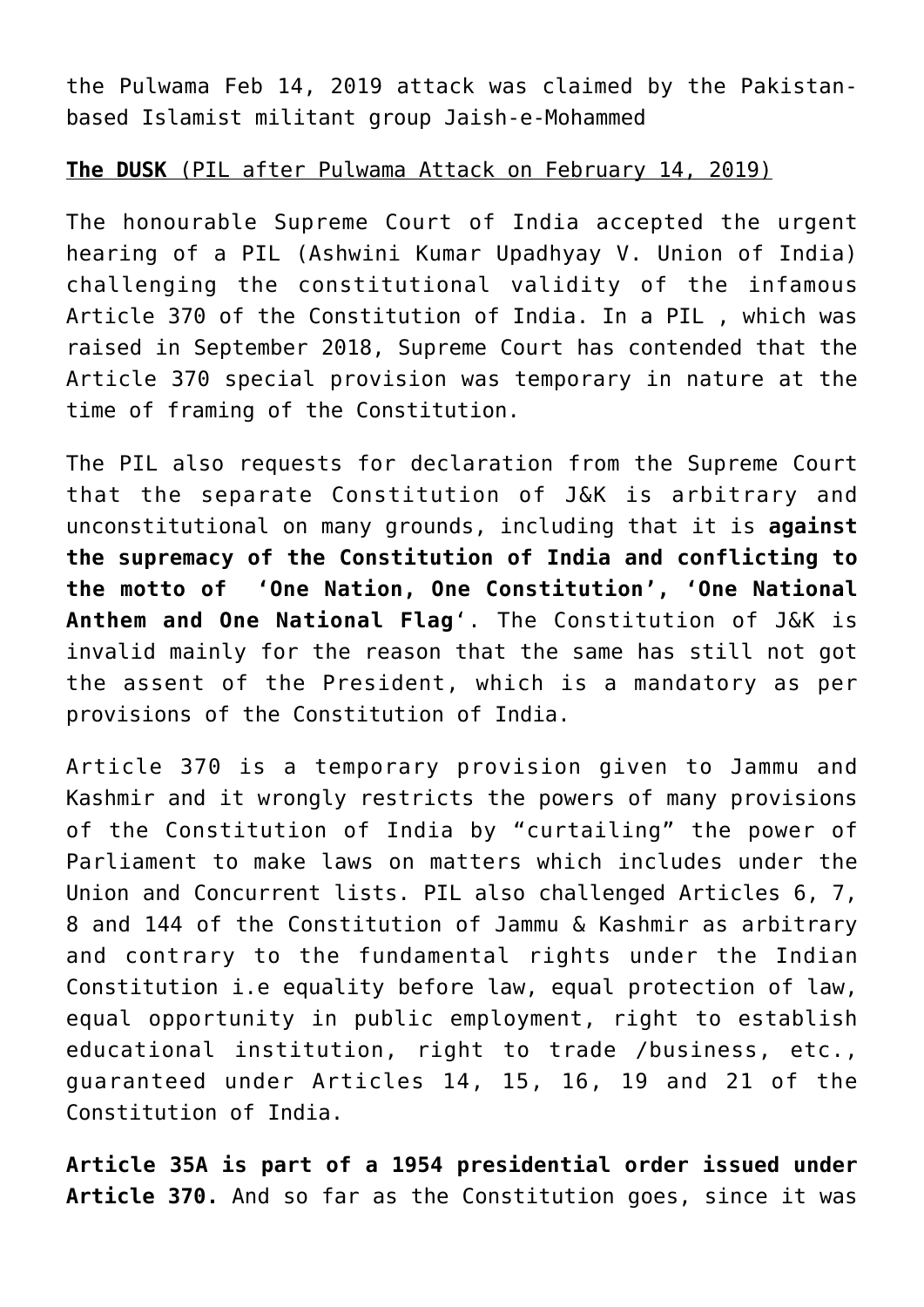the Pulwama Feb 14, 2019 attack was claimed by the Pakistan-based Islamist militant group Jaish-e-Mohammed

**The DUSK** (PIL after Pulwama Attack on February 14, 2019)

The honourable Supreme Court of India accepted the urgent hearing of a PIL (Ashwini Kumar Upadhyay V. Union of India) challenging the constitutional validity of the infamous Article 370 of the Constitution of India. In a PIL , which was raised in September 2018, Supreme Court has contended that the Article 370 special provision was temporary in nature at the time of framing of the Constitution.

The PIL also requests for declaration from the Supreme Court that the separate Constitution of J&K is arbitrary and unconstitutional on many grounds, including that it is **against the supremacy of the Constitution of India and conflicting to the motto of 'One Nation, One Constitution', 'One National Anthem and One National Flag**'. The Constitution of J&K is invalid mainly for the reason that the same has still not got the assent of the President, which is a mandatory as per provisions of the Constitution of India.

Article 370 is a temporary provision given to Jammu and Kashmir and it wrongly restricts the powers of many provisions of the Constitution of India by "curtailing" the power of Parliament to make laws on matters which includes under the Union and Concurrent lists. PIL also challenged Articles 6, 7, 8 and 144 of the Constitution of Jammu & Kashmir as arbitrary and contrary to the fundamental rights under the Indian Constitution i.e equality before law, equal protection of law, equal opportunity in public employment, right to establish educational institution, right to trade /business, etc., guaranteed under Articles 14, 15, 16, 19 and 21 of the Constitution of India.

**Article 35A is part of a 1954 presidential order issued under Article 370.** And so far as the Constitution goes, since it was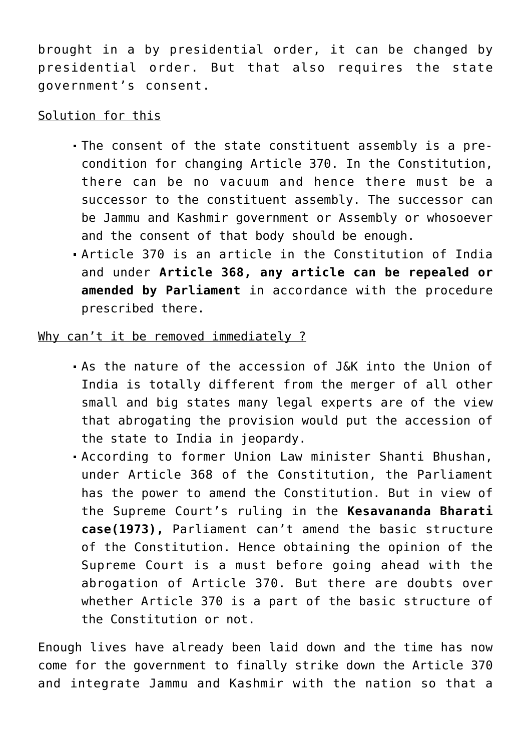brought in a by presidential order, it can be changed by presidential order. But that also requires the state government's consent.

Solution for this

- The consent of the state constituent assembly is a pre-condition for changing Article 370. In the Constitution, there can be no vacuum and hence there must be a successor to the constituent assembly. The successor can be Jammu and Kashmir government or Assembly or whosoever and the consent of that body should be enough.
- Article 370 is an article in the Constitution of India and under **Article 368, any article can be repealed or amended by Parliament** in accordance with the procedure prescribed there.

Why can't it be removed immediately ?

- As the nature of the accession of J&K into the Union of India is totally different from the merger of all other small and big states many legal experts are of the view that abrogating the provision would put the accession of the state to India in jeopardy.
- According to former Union Law minister Shanti Bhushan, under Article 368 of the Constitution, the Parliament has the power to amend the Constitution. But in view of the Supreme Court's ruling in the **Kesavananda Bharati case(1973),** Parliament can't amend the basic structure of the Constitution. Hence obtaining the opinion of the Supreme Court is a must before going ahead with the abrogation of Article 370. But there are doubts over whether Article 370 is a part of the basic structure of the Constitution or not.

Enough lives have already been laid down and the time has now come for the government to finally strike down the Article 370 and integrate Jammu and Kashmir with the nation so that a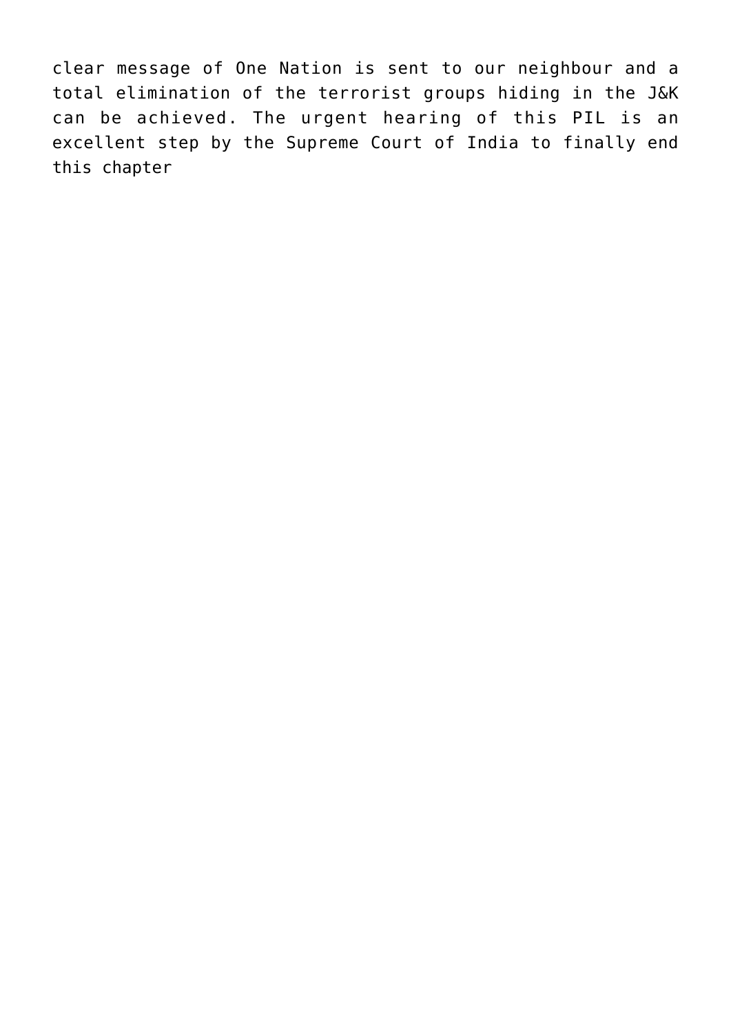clear message of One Nation is sent to our neighbour and a total elimination of the terrorist groups hiding in the J&K can be achieved. The urgent hearing of this PIL is an excellent step by the Supreme Court of India to finally end this chapter